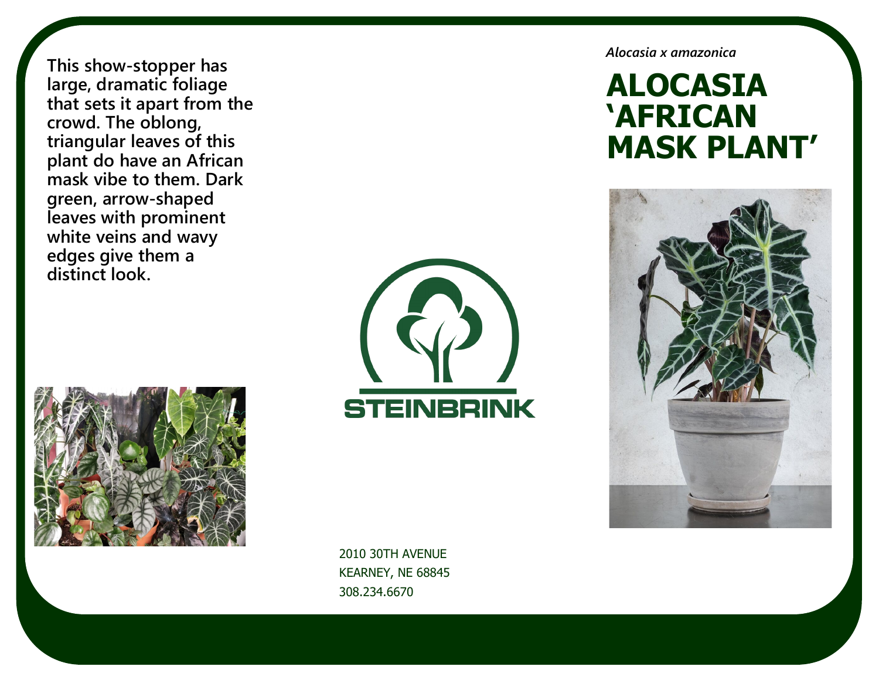*Alocasia x amazonica*

# ALOCASIA 'AFRICAN MASK PLANT'

**This show-stopper has large, dramatic foliage that sets it apart from the crowd. The oblong, triangular leaves of this plant do have an African mask vibe to them. Dark green, arrow-shaped leaves with prominent white veins and wavy edges give them a distinct look.**

STEINBRINK

2010 30TH AVENUE
KEARNEY, NE 68845
308.234.6670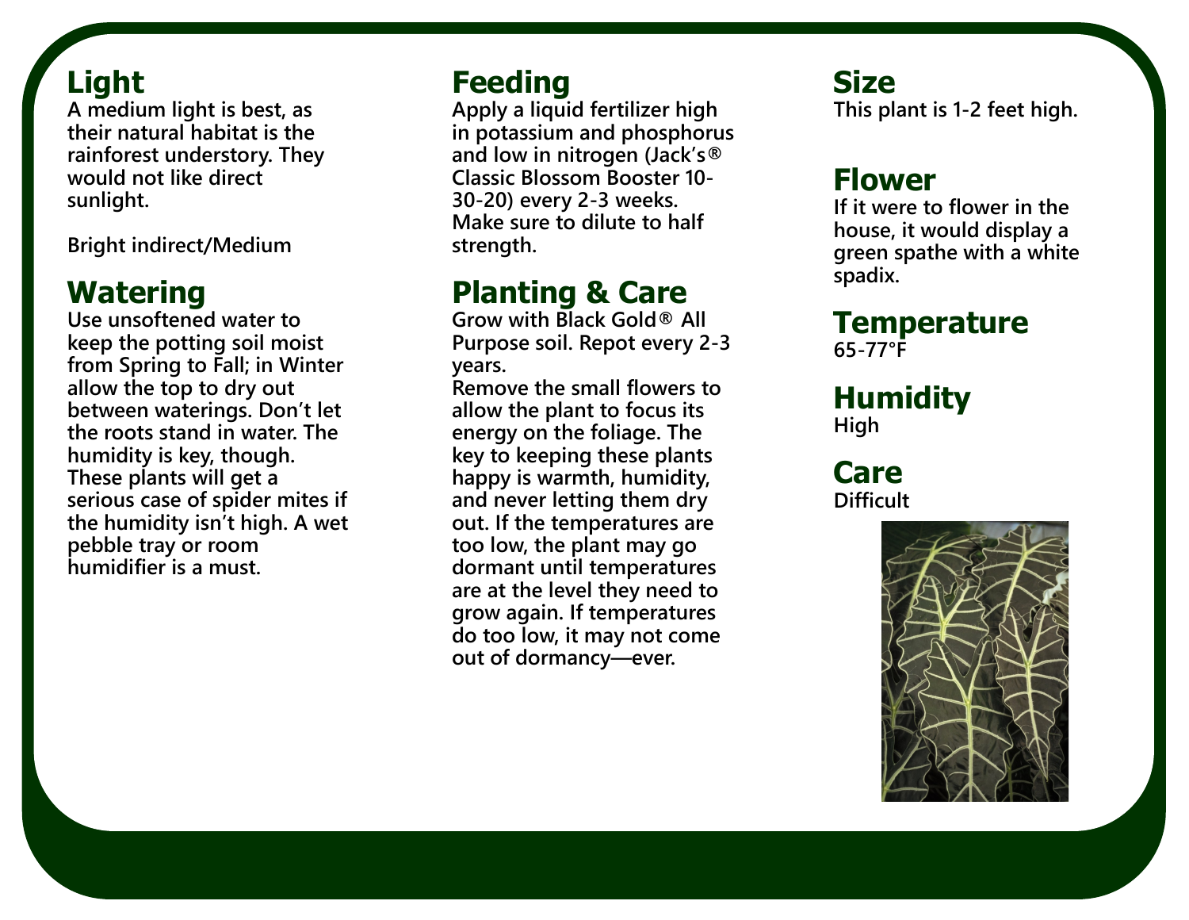## Light

A medium light is best, as their natural habitat is the rainforest understory. They would not like direct sunlight.

Bright indirect/Medium

## Watering

Use unsoftened water to keep the potting soil moist from Spring to Fall; in Winter allow the top to dry out between waterings. Don't let the roots stand in water. The humidity is key, though. These plants will get a serious case of spider mites if the humidity isn't high. A wet pebble tray or room humidifier is a must.

## Feeding

Apply a liquid fertilizer high in potassium and phosphorus and low in nitrogen (Jack's® Classic Blossom Booster 10-30-20) every 2-3 weeks. Make sure to dilute to half strength.

## Planting & Care

Grow with Black Gold® All Purpose soil. Repot every 2-3 years.

Remove the small flowers to allow the plant to focus its energy on the foliage. The key to keeping these plants happy is warmth, humidity, and never letting them dry out. If the temperatures are too low, the plant may go dormant until temperatures are at the level they need to grow again. If temperatures do too low, it may not come out of dormancy—ever.

## Size

This plant is 1-2 feet high.

## Flower

If it were to flower in the house, it would display a green spathe with a white spadix.

## Temperature

65-77°F

## Humidity

High

## Care

Difficult